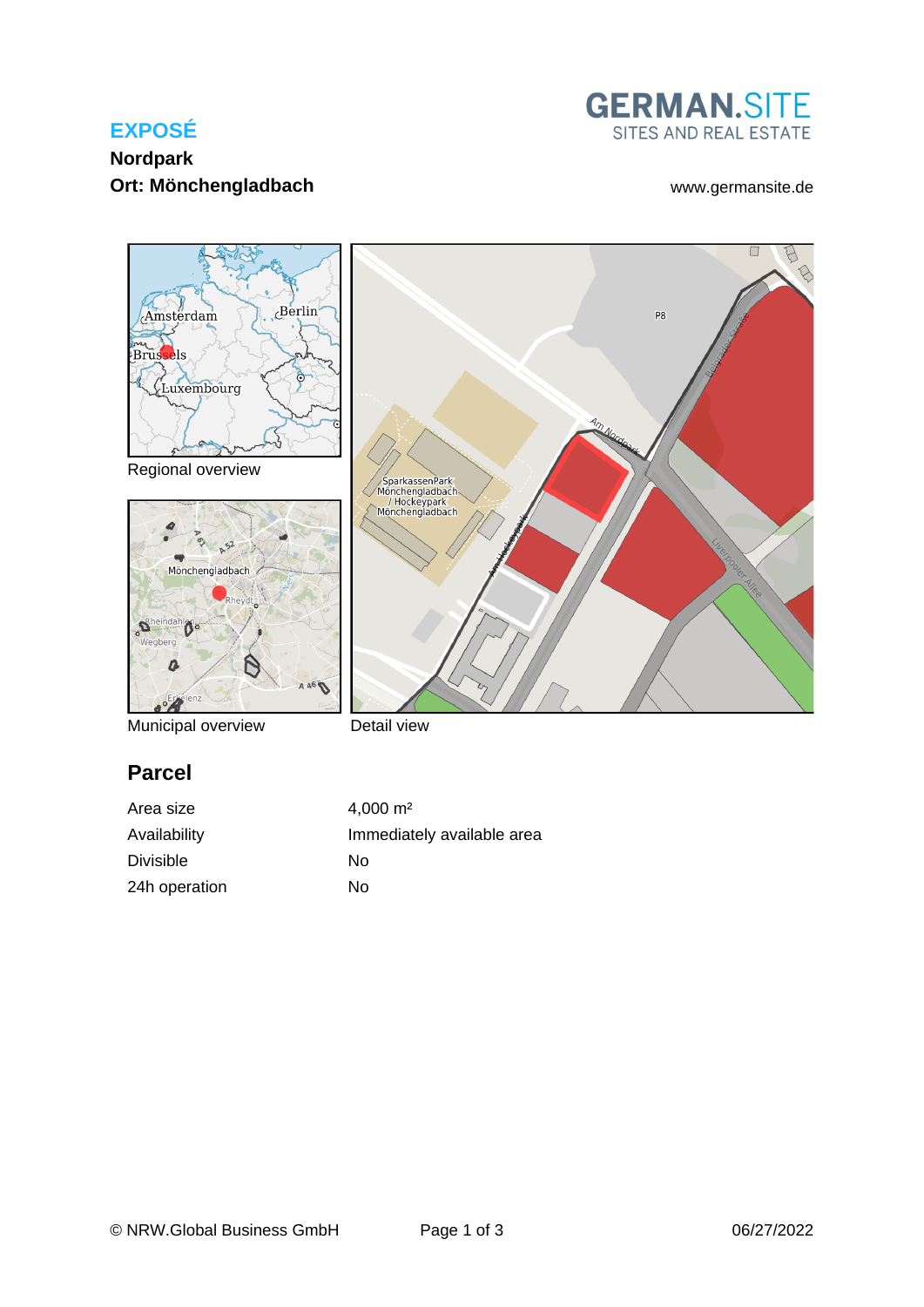**EXPOSÉ**

**Nordpark**

**Ort: Mönchengladbach**

GERMAN.SITE
SITES AND REAL ESTATE

www.germansite.de

Regional overview

Municipal overview

Detail view

## Parcel

| | |
|---|---|
| Area size | 4,000 m² |
| Availability | Immediately available area |
| Divisible | No |
| 24h operation | No |

© NRW.Global Business GmbH

06/27/2022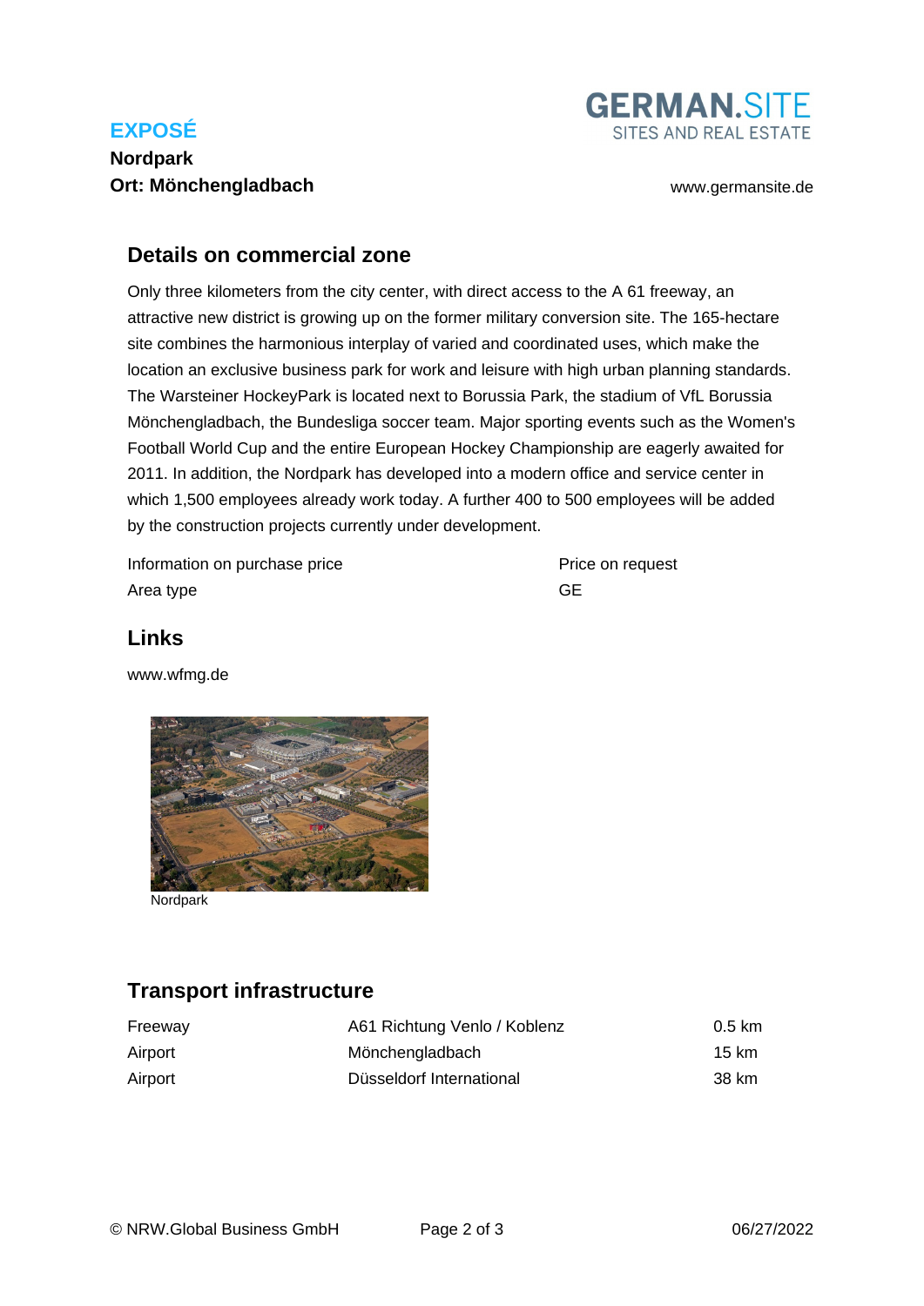**EXPOSÉ**

**Nordpark**

**Ort: Mönchengladbach**

www.germansite.de

## Details on commercial zone

Only three kilometers from the city center, with direct access to the A 61 freeway, an attractive new district is growing up on the former military conversion site. The 165-hectare site combines the harmonious interplay of varied and coordinated uses, which make the location an exclusive business park for work and leisure with high urban planning standards. The Warsteiner HockeyPark is located next to Borussia Park, the stadium of VfL Borussia Mönchengladbach, the Bundesliga soccer team. Major sporting events such as the Women's Football World Cup and the entire European Hockey Championship are eagerly awaited for 2011. In addition, the Nordpark has developed into a modern office and service center in which 1,500 employees already work today. A further 400 to 500 employees will be added by the construction projects currently under development.

| | |
|---|---|
| Information on purchase price | Price on request |
| Area type | GE |

## Links

www.wfmg.de

Nordpark

## Transport infrastructure

| | | |
|---|---|---|
| Freeway | A61 Richtung Venlo / Koblenz | 0.5 km |
| Airport | Mönchengladbach | 15 km |
| Airport | Düsseldorf International | 38 km |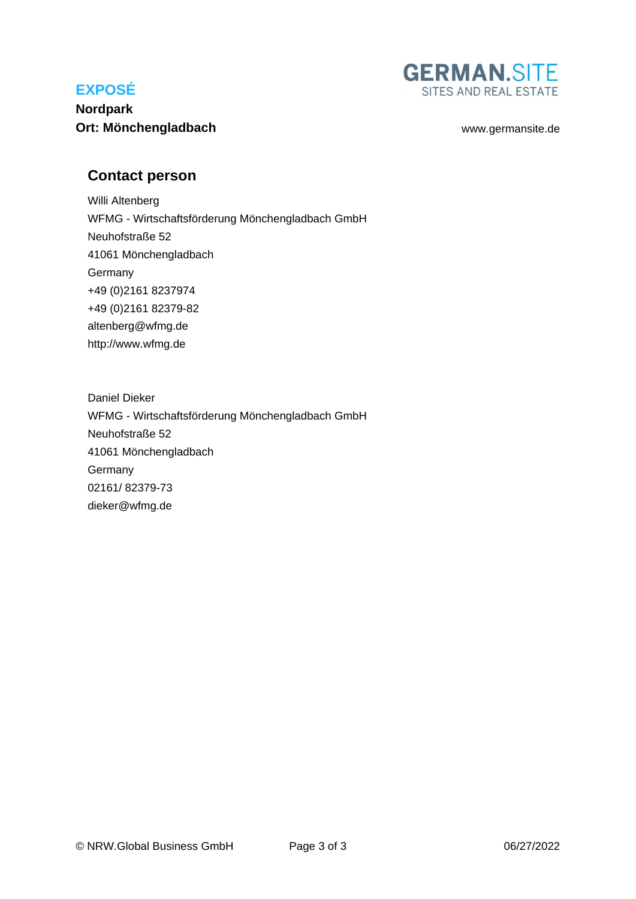## Contact person

Willi Altenberg
WFMG - Wirtschaftsförderung Mönchengladbach GmbH
Neuhofstraße 52
41061 Mönchengladbach
Germany
+49 (0)2161 8237974
+49 (0)2161 82379-82
altenberg@wfmg.de
http://www.wfmg.de

Daniel Dieker
WFMG - Wirtschaftsförderung Mönchengladbach GmbH
Neuhofstraße 52
41061 Mönchengladbach
Germany
02161/ 82379-73
dieker@wfmg.de